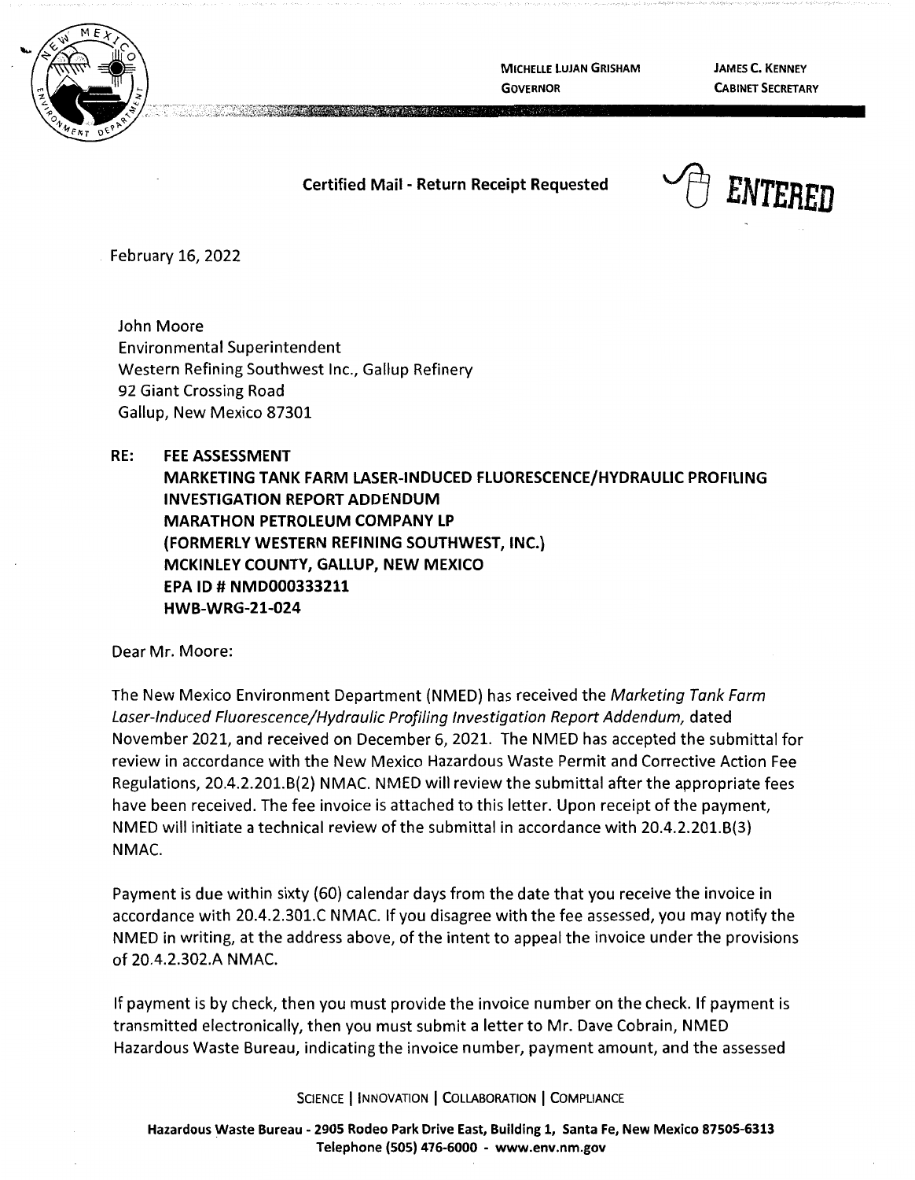MICHELLE LUJAN GRISHAM
GOVERNOR

JAMES C. KENNEY
CABINET SECRETARY

**Certified Mail - Return Receipt Requested**

ENTERED

February 16, 2022

John Moore
Environmental Superintendent
Western Refining Southwest Inc., Gallup Refinery
92 Giant Crossing Road
Gallup, New Mexico 87301

**RE: FEE ASSESSMENT**
**MARKETING TANK FARM LASER-INDUCED FLUORESCENCE/HYDRAULIC PROFILING INVESTIGATION REPORT ADDENDUM**
**MARATHON PETROLEUM COMPANY LP**
**(FORMERLY WESTERN REFINING SOUTHWEST, INC.)**
**MCKINLEY COUNTY, GALLUP, NEW MEXICO**
**EPA ID # NMD000333211**
**HWB-WRG-21-024**

Dear Mr. Moore:

The New Mexico Environment Department (NMED) has received the *Marketing Tank Farm Laser-Induced Fluorescence/Hydraulic Profiling Investigation Report Addendum,* dated November 2021, and received on December 6, 2021. The NMED has accepted the submittal for review in accordance with the New Mexico Hazardous Waste Permit and Corrective Action Fee Regulations, 20.4.2.201.B(2) NMAC. NMED will review the submittal after the appropriate fees have been received. The fee invoice is attached to this letter. Upon receipt of the payment, NMED will initiate a technical review of the submittal in accordance with 20.4.2.201.B(3) NMAC.

Payment is due within sixty (60) calendar days from the date that you receive the invoice in accordance with 20.4.2.301.C NMAC. If you disagree with the fee assessed, you may notify the NMED in writing, at the address above, of the intent to appeal the invoice under the provisions of 20.4.2.302.A NMAC.

If payment is by check, then you must provide the invoice number on the check. If payment is transmitted electronically, then you must submit a letter to Mr. Dave Cobrain, NMED Hazardous Waste Bureau, indicating the invoice number, payment amount, and the assessed

SCIENCE | INNOVATION | COLLABORATION | COMPLIANCE

**Hazardous Waste Bureau - 2905 Rodeo Park Drive East, Building 1, Santa Fe, New Mexico 87505-6313**
**Telephone (505) 476-6000 - www.env.nm.gov**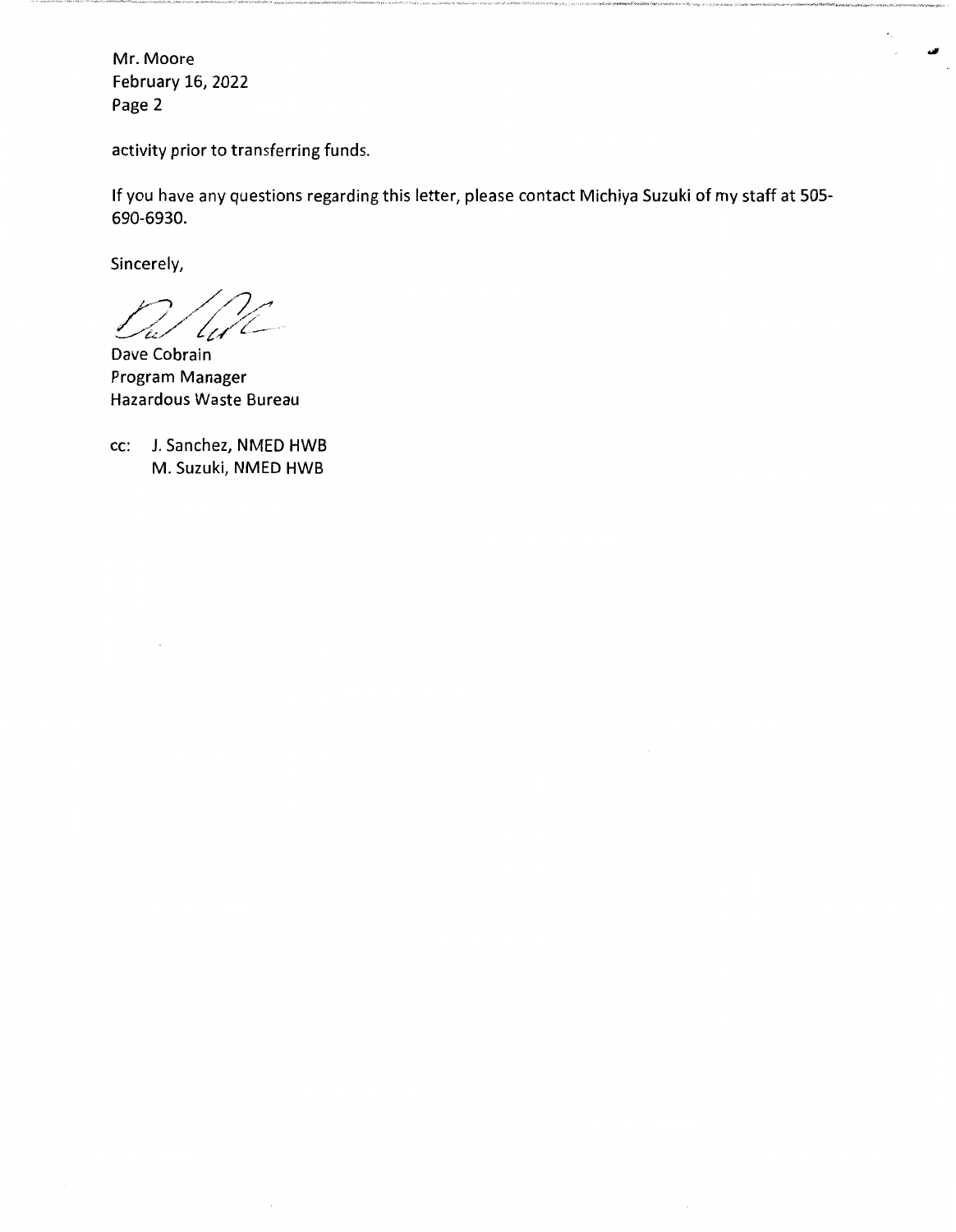activity prior to transferring funds.

If you have any questions regarding this letter, please contact Michiya Suzuki of my staff at 505-690-6930.

Sincerely,

Dave Cobrain
Program Manager
Hazardous Waste Bureau

cc: J. Sanchez, NMED HWB
M. Suzuki, NMED HWB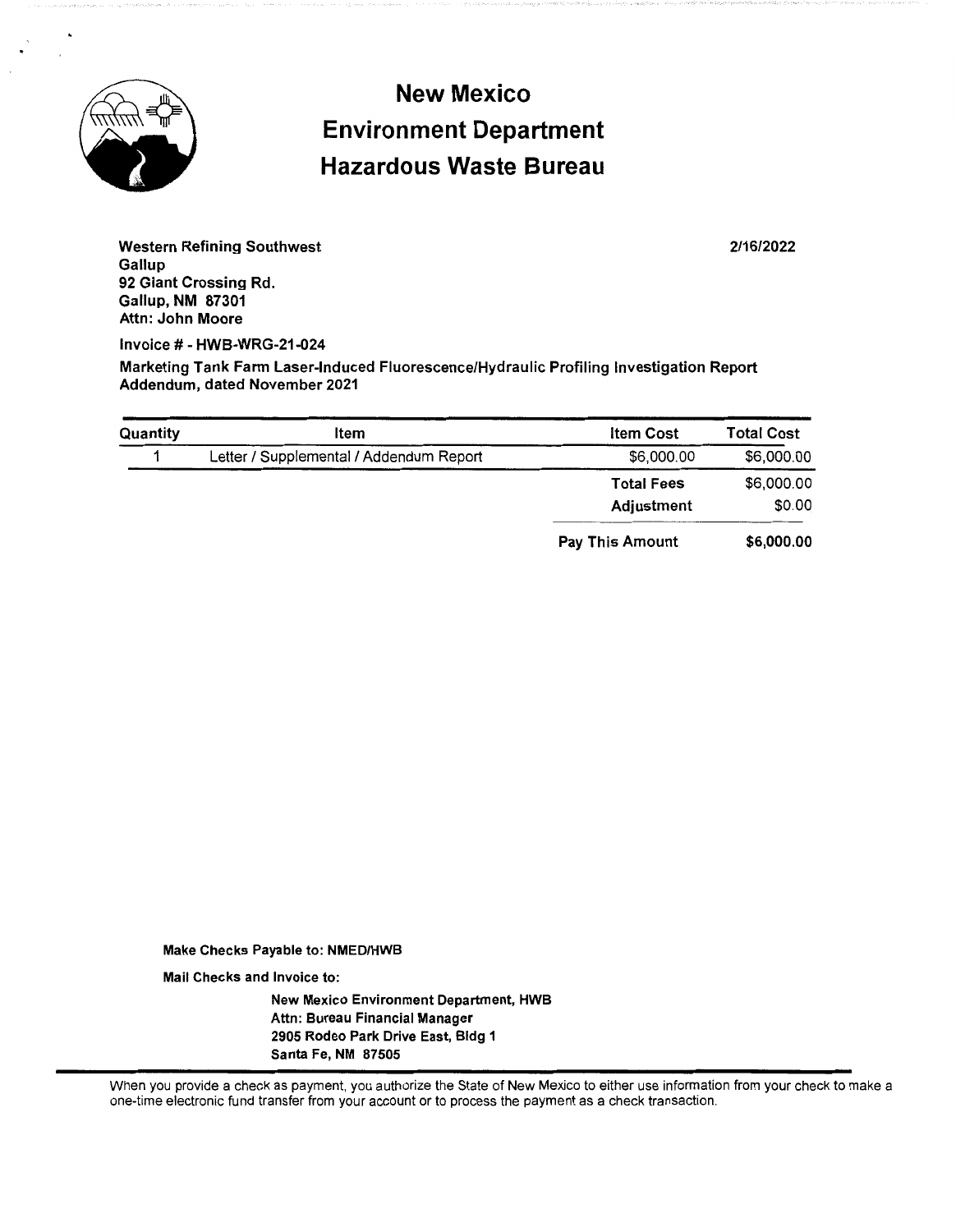# New Mexico
# Environment Department
# Hazardous Waste Bureau

**Western Refining Southwest**
**Gallup**
**92 Giant Crossing Rd.**
**Gallup, NM 87301**
**Attn: John Moore**

**2/16/2022**

**Invoice # - HWB-WRG-21-024**

**Marketing Tank Farm Laser-Induced Fluorescence/Hydraulic Profiling Investigation Report Addendum, dated November 2021**

| Quantity | Item | Item Cost | Total Cost |
|---|---|---|---|
| 1 | Letter / Supplemental / Addendum Report | $6,000.00 | $6,000.00 |
| | | **Total Fees** | $6,000.00 |
| | | **Adjustment** | $0.00 |
| | | **Pay This Amount** | **$6,000.00** |

**Make Checks Payable to: NMED/HWB**

**Mail Checks and Invoice to:**

**New Mexico Environment Department, HWB**
**Attn: Bureau Financial Manager**
**2905 Rodeo Park Drive East, Bldg 1**
**Santa Fe, NM 87505**

When you provide a check as payment, you authorize the State of New Mexico to either use information from your check to make a one-time electronic fund transfer from your account or to process the payment as a check transaction.